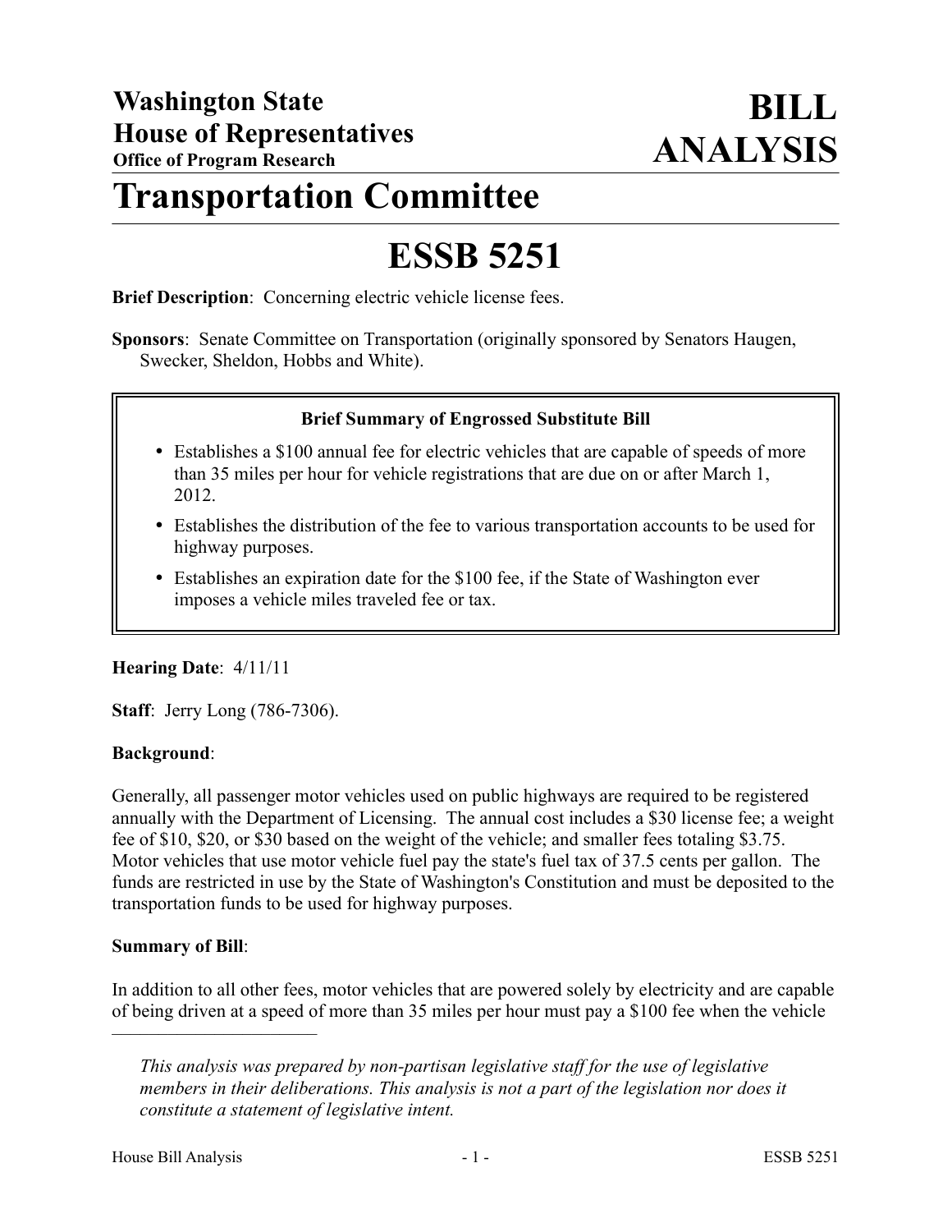**Washington State**
**House of Representatives**
**Office of Program Research**

# BILL ANALYSIS

# Transportation Committee

# ESSB 5251

**Brief Description**: Concerning electric vehicle license fees.

**Sponsors**: Senate Committee on Transportation (originally sponsored by Senators Haugen, Swecker, Sheldon, Hobbs and White).

**Brief Summary of Engrossed Substitute Bill**

- Establishes a $100 annual fee for electric vehicles that are capable of speeds of more than 35 miles per hour for vehicle registrations that are due on or after March 1, 2012.
- Establishes the distribution of the fee to various transportation accounts to be used for highway purposes.
- Establishes an expiration date for the $100 fee, if the State of Washington ever imposes a vehicle miles traveled fee or tax.

**Hearing Date**: 4/11/11

**Staff**: Jerry Long (786-7306).

**Background**:

Generally, all passenger motor vehicles used on public highways are required to be registered annually with the Department of Licensing. The annual cost includes a $30 license fee; a weight fee of $10, $20, or $30 based on the weight of the vehicle; and smaller fees totaling $3.75. Motor vehicles that use motor vehicle fuel pay the state's fuel tax of 37.5 cents per gallon. The funds are restricted in use by the State of Washington's Constitution and must be deposited to the transportation funds to be used for highway purposes.

**Summary of Bill**:

In addition to all other fees, motor vehicles that are powered solely by electricity and are capable of being driven at a speed of more than 35 miles per hour must pay a $100 fee when the vehicle

---

*This analysis was prepared by non-partisan legislative staff for the use of legislative members in their deliberations. This analysis is not a part of the legislation nor does it constitute a statement of legislative intent.*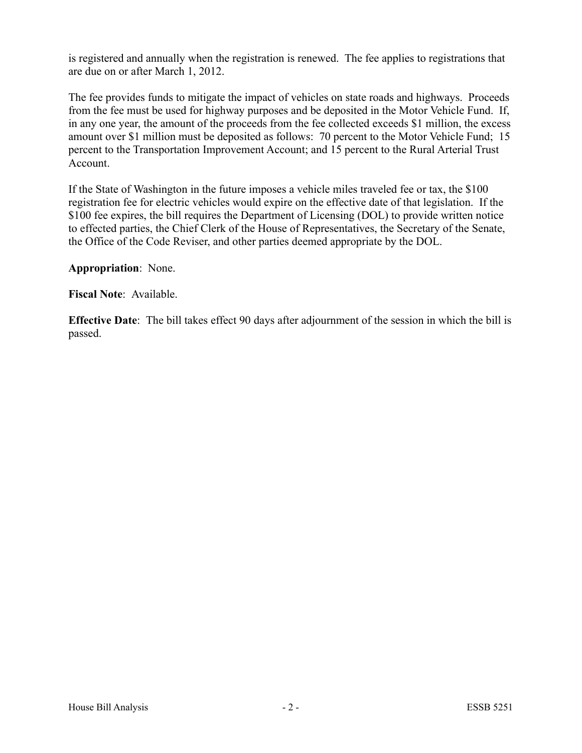is registered and annually when the registration is renewed. The fee applies to registrations that are due on or after March 1, 2012.

The fee provides funds to mitigate the impact of vehicles on state roads and highways. Proceeds from the fee must be used for highway purposes and be deposited in the Motor Vehicle Fund. If, in any one year, the amount of the proceeds from the fee collected exceeds $1 million, the excess amount over $1 million must be deposited as follows: 70 percent to the Motor Vehicle Fund; 15 percent to the Transportation Improvement Account; and 15 percent to the Rural Arterial Trust Account.

If the State of Washington in the future imposes a vehicle miles traveled fee or tax, the $100 registration fee for electric vehicles would expire on the effective date of that legislation. If the $100 fee expires, the bill requires the Department of Licensing (DOL) to provide written notice to effected parties, the Chief Clerk of the House of Representatives, the Secretary of the Senate, the Office of the Code Reviser, and other parties deemed appropriate by the DOL.

**Appropriation**: None.

**Fiscal Note**: Available.

**Effective Date**: The bill takes effect 90 days after adjournment of the session in which the bill is passed.